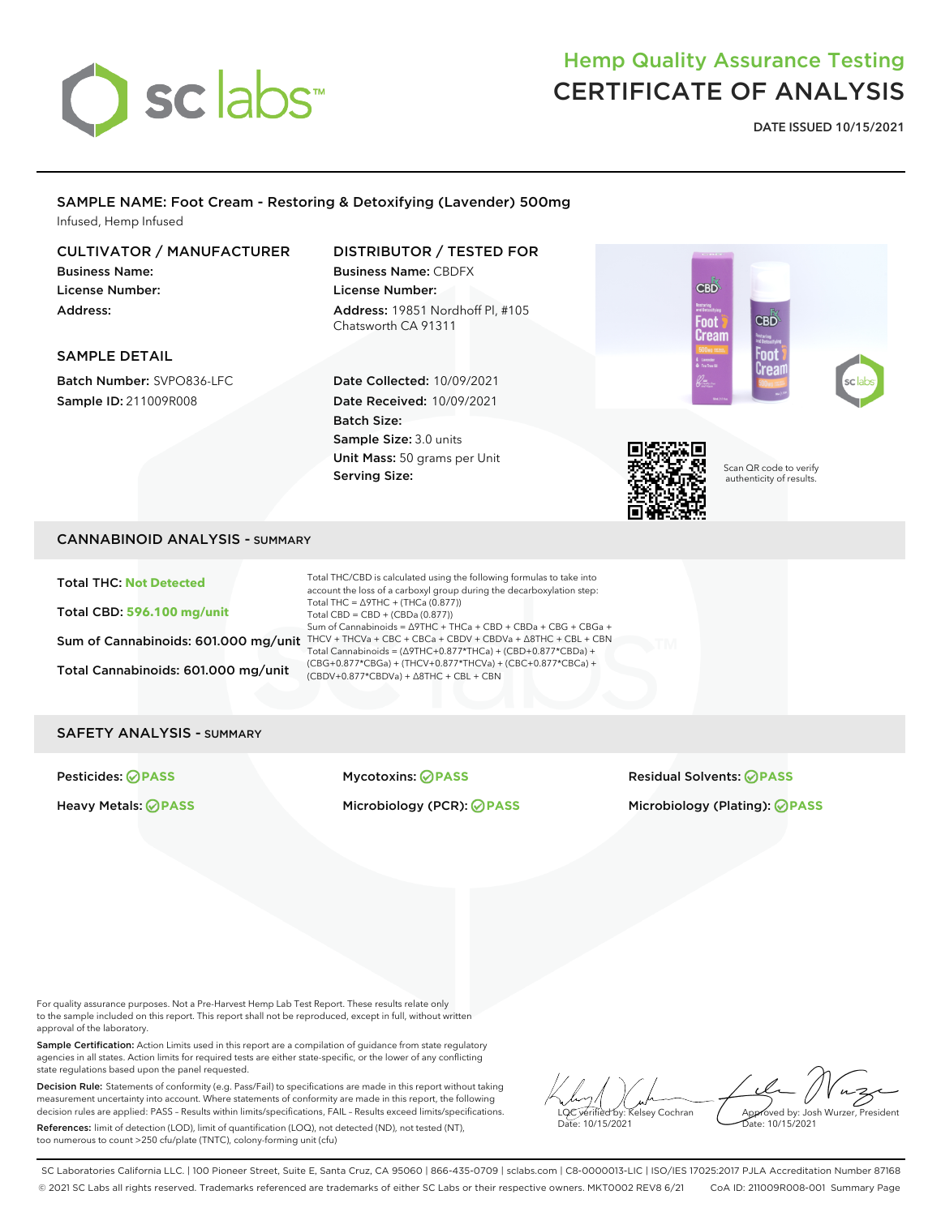# Hemp Quality Assurance Testing
# CERTIFICATE OF ANALYSIS

**DATE ISSUED 10/15/2021**

## SAMPLE NAME: Foot Cream - Restoring & Detoxifying (Lavender) 500mg

Infused, Hemp Infused

### CULTIVATOR / MANUFACTURER

**Business Name:**
**License Number:**
**Address:**

### DISTRIBUTOR / TESTED FOR

**Business Name:** CBDFX
**License Number:**
**Address:** 19851 Nordhoff Pl, #105 Chatsworth CA 91311

### SAMPLE DETAIL

**Batch Number:** SVPO836-LFC
**Sample ID:** 211009R008

**Date Collected:** 10/09/2021
**Date Received:** 10/09/2021
**Batch Size:**
**Sample Size:** 3.0 units
**Unit Mass:** 50 grams per Unit
**Serving Size:**

Scan QR code to verify authenticity of results.

## CANNABINOID ANALYSIS - SUMMARY

**Total THC:** Not Detected

**Total CBD:** 596.100 mg/unit

**Sum of Cannabinoids:** 601.000 mg/unit

**Total Cannabinoids:** 601.000 mg/unit

Total THC/CBD is calculated using the following formulas to take into account the loss of a carboxyl group during the decarboxylation step:
Total THC = Δ9THC + (THCa (0.877))
Total CBD = CBD + (CBDa (0.877))
Sum of Cannabinoids = Δ9THC + THCa + CBD + CBDa + CBG + CBGa + THCV + THCVa + CBC + CBCa + CBDV + CBDVa + Δ8THC + CBL + CBN
Total Cannabinoids = (Δ9THC+0.877*THCa) + (CBD+0.877*CBDa) + (CBG+0.877*CBGa) + (THCV+0.877*THCVa) + (CBC+0.877*CBCa) + (CBDV+0.877*CBDVa) + Δ8THC + CBL + CBN

## SAFETY ANALYSIS - SUMMARY

| | | |
|---|---|---|
| Pesticides: PASS | Mycotoxins: PASS | Residual Solvents: PASS |
| Heavy Metals: PASS | Microbiology (PCR): PASS | Microbiology (Plating): PASS |

For quality assurance purposes. Not a Pre-Harvest Hemp Lab Test Report. These results relate only to the sample included on this report. This report shall not be reproduced, except in full, without written approval of the laboratory.

**Sample Certification:** Action Limits used in this report are a compilation of guidance from state regulatory agencies in all states. Action limits for required tests are either state-specific, or the lower of any conflicting state regulations based upon the panel requested.

**Decision Rule:** Statements of conformity (e.g. Pass/Fail) to specifications are made in this report without taking measurement uncertainty into account. Where statements of conformity are made in this report, the following decision rules are applied: PASS – Results within limits/specifications, FAIL – Results exceed limits/specifications.

**References:** limit of detection (LOD), limit of quantification (LOQ), not detected (ND), not tested (NT), too numerous to count >250 cfu/plate (TNTC), colony-forming unit (cfu)

LQC verified by: Kelsey Cochran
Date: 10/15/2021

Approved by: Josh Wurzer, President
Date: 10/15/2021

SC Laboratories California LLC. | 100 Pioneer Street, Suite E, Santa Cruz, CA 95060 | 866-435-0709 | sclabs.com | C8-0000013-LIC | ISO/IES 17025:2017 PJLA Accreditation Number 87168
© 2021 SC Labs all rights reserved. Trademarks referenced are trademarks of either SC Labs or their respective owners. MKT0002 REV8 6/21 CoA ID: 211009R008-001 Summary Page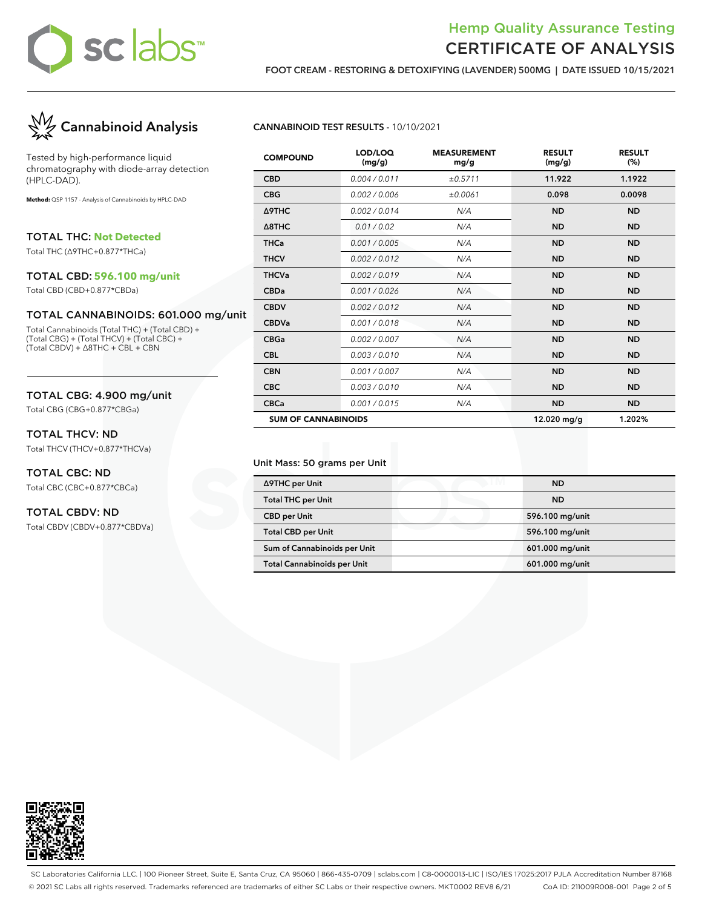# Hemp Quality Assurance Testing
# CERTIFICATE OF ANALYSIS

**FOOT CREAM - RESTORING & DETOXIFYING (LAVENDER) 500MG | DATE ISSUED 10/15/2021**

## Cannabinoid Analysis

Tested by high-performance liquid chromatography with diode-array detection (HPLC-DAD).

**Method:** QSP 1157 - Analysis of Cannabinoids by HPLC-DAD

### TOTAL THC: Not Detected

Total THC (Δ9THC+0.877*THCa)

### TOTAL CBD: 596.100 mg/unit

Total CBD (CBD+0.877*CBDa)

### TOTAL CANNABINOIDS: 601.000 mg/unit

Total Cannabinoids (Total THC) + (Total CBD) + (Total CBG) + (Total THCV) + (Total CBC) + (Total CBDV) + Δ8THC + CBL + CBN

### TOTAL CBG: 4.900 mg/unit

Total CBG (CBG+0.877*CBGa)

### TOTAL THCV: ND

Total THCV (THCV+0.877*THCVa)

### TOTAL CBC: ND

Total CBC (CBC+0.877*CBCa)

### TOTAL CBDV: ND

Total CBDV (CBDV+0.877*CBDVa)

**CANNABINOID TEST RESULTS** - 10/10/2021

| COMPOUND | LOD/LOQ (mg/g) | MEASUREMENT mg/g | RESULT (mg/g) | RESULT (%) |
|---|---|---|---|---|
| CBD | 0.004 / 0.011 | ±0.5711 | 11.922 | 1.1922 |
| CBG | 0.002 / 0.006 | ±0.0061 | 0.098 | 0.0098 |
| Δ9THC | 0.002 / 0.014 | N/A | ND | ND |
| Δ8THC | 0.01 / 0.02 | N/A | ND | ND |
| THCa | 0.001 / 0.005 | N/A | ND | ND |
| THCV | 0.002 / 0.012 | N/A | ND | ND |
| THCVa | 0.002 / 0.019 | N/A | ND | ND |
| CBDa | 0.001 / 0.026 | N/A | ND | ND |
| CBDV | 0.002 / 0.012 | N/A | ND | ND |
| CBDVa | 0.001 / 0.018 | N/A | ND | ND |
| CBGa | 0.002 / 0.007 | N/A | ND | ND |
| CBL | 0.003 / 0.010 | N/A | ND | ND |
| CBN | 0.001 / 0.007 | N/A | ND | ND |
| CBC | 0.003 / 0.010 | N/A | ND | ND |
| CBCa | 0.001 / 0.015 | N/A | ND | ND |
| **SUM OF CANNABINOIDS** | | | 12.020 mg/g | 1.202% |

Unit Mass: 50 grams per Unit

| | |
|---|---|
| Δ9THC per Unit | ND |
| Total THC per Unit | ND |
| CBD per Unit | 596.100 mg/unit |
| Total CBD per Unit | 596.100 mg/unit |
| Sum of Cannabinoids per Unit | 601.000 mg/unit |
| Total Cannabinoids per Unit | 601.000 mg/unit |

SC Laboratories California LLC. | 100 Pioneer Street, Suite E, Santa Cruz, CA 95060 | 866-435-0709 | sclabs.com | C8-0000013-LIC | ISO/IES 17025:2017 PJLA Accreditation Number 87168
© 2021 SC Labs all rights reserved. Trademarks referenced are trademarks of either SC Labs or their respective owners. MKT0002 REV8 6/21 CoA ID: 211009R008-001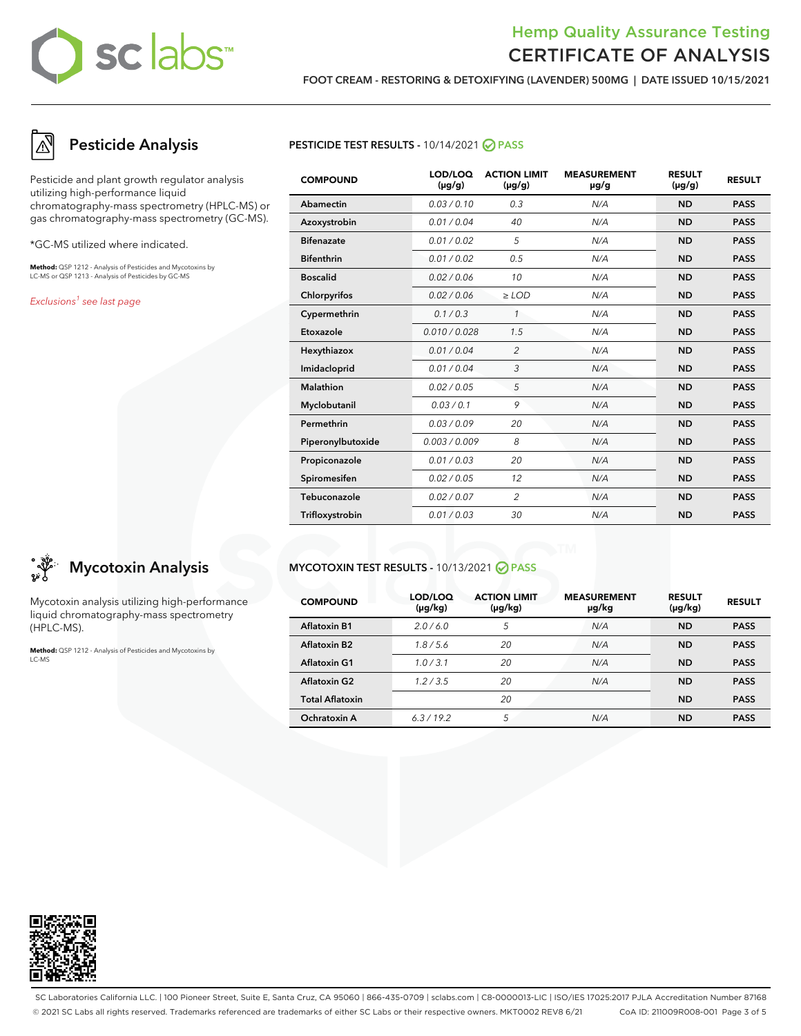# Hemp Quality Assurance Testing
# CERTIFICATE OF ANALYSIS

**FOOT CREAM - RESTORING & DETOXIFYING (LAVENDER) 500MG | DATE ISSUED 10/15/2021**

## Pesticide Analysis

Pesticide and plant growth regulator analysis utilizing high-performance liquid chromatography-mass spectrometry (HPLC-MS) or gas chromatography-mass spectrometry (GC-MS).

*GC-MS utilized where indicated.

**Method:** QSP 1212 - Analysis of Pesticides and Mycotoxins by LC-MS or QSP 1213 - Analysis of Pesticides by GC-MS

*Exclusions[1] see last page*

**PESTICIDE TEST RESULTS** - 10/14/2021 PASS

| COMPOUND | LOD/LOQ (µg/g) | ACTION LIMIT (µg/g) | MEASUREMENT µg/g | RESULT (µg/g) | RESULT |
|---|---|---|---|---|---|
| Abamectin | 0.03 / 0.10 | 0.3 | N/A | ND | PASS |
| Azoxystrobin | 0.01 / 0.04 | 40 | N/A | ND | PASS |
| Bifenazate | 0.01 / 0.02 | 5 | N/A | ND | PASS |
| Bifenthrin | 0.01 / 0.02 | 0.5 | N/A | ND | PASS |
| Boscalid | 0.02 / 0.06 | 10 | N/A | ND | PASS |
| Chlorpyrifos | 0.02 / 0.06 | ≥ LOD | N/A | ND | PASS |
| Cypermethrin | 0.1 / 0.3 | 1 | N/A | ND | PASS |
| Etoxazole | 0.010 / 0.028 | 1.5 | N/A | ND | PASS |
| Hexythiazox | 0.01 / 0.04 | 2 | N/A | ND | PASS |
| Imidacloprid | 0.01 / 0.04 | 3 | N/A | ND | PASS |
| Malathion | 0.02 / 0.05 | 5 | N/A | ND | PASS |
| Myclobutanil | 0.03 / 0.1 | 9 | N/A | ND | PASS |
| Permethrin | 0.03 / 0.09 | 20 | N/A | ND | PASS |
| Piperonylbutoxide | 0.003 / 0.009 | 8 | N/A | ND | PASS |
| Propiconazole | 0.01 / 0.03 | 20 | N/A | ND | PASS |
| Spiromesifen | 0.02 / 0.05 | 12 | N/A | ND | PASS |
| Tebuconazole | 0.02 / 0.07 | 2 | N/A | ND | PASS |
| Trifloxystrobin | 0.01 / 0.03 | 30 | N/A | ND | PASS |

## Mycotoxin Analysis

Mycotoxin analysis utilizing high-performance liquid chromatography-mass spectrometry (HPLC-MS).

**Method:** QSP 1212 - Analysis of Pesticides and Mycotoxins by LC-MS

**MYCOTOXIN TEST RESULTS** - 10/13/2021 PASS

| COMPOUND | LOD/LOQ (µg/kg) | ACTION LIMIT (µg/kg) | MEASUREMENT µg/kg | RESULT (µg/kg) | RESULT |
|---|---|---|---|---|---|
| Aflatoxin B1 | 2.0 / 6.0 | 5 | N/A | ND | PASS |
| Aflatoxin B2 | 1.8 / 5.6 | 20 | N/A | ND | PASS |
| Aflatoxin G1 | 1.0 / 3.1 | 20 | N/A | ND | PASS |
| Aflatoxin G2 | 1.2 / 3.5 | 20 | N/A | ND | PASS |
| Total Aflatoxin | | 20 | | ND | PASS |
| Ochratoxin A | 6.3 / 19.2 | 5 | N/A | ND | PASS |

SC Laboratories California LLC. | 100 Pioneer Street, Suite E, Santa Cruz, CA 95060 | 866-435-0709 | sclabs.com | C8-0000013-LIC | ISO/IES 17025:2017 PJLA Accreditation Number 87168

© 2021 SC Labs all rights reserved. Trademarks referenced are trademarks of either SC Labs or their respective owners. MKT0002 REV8 6/21 CoA ID: 211009R008-001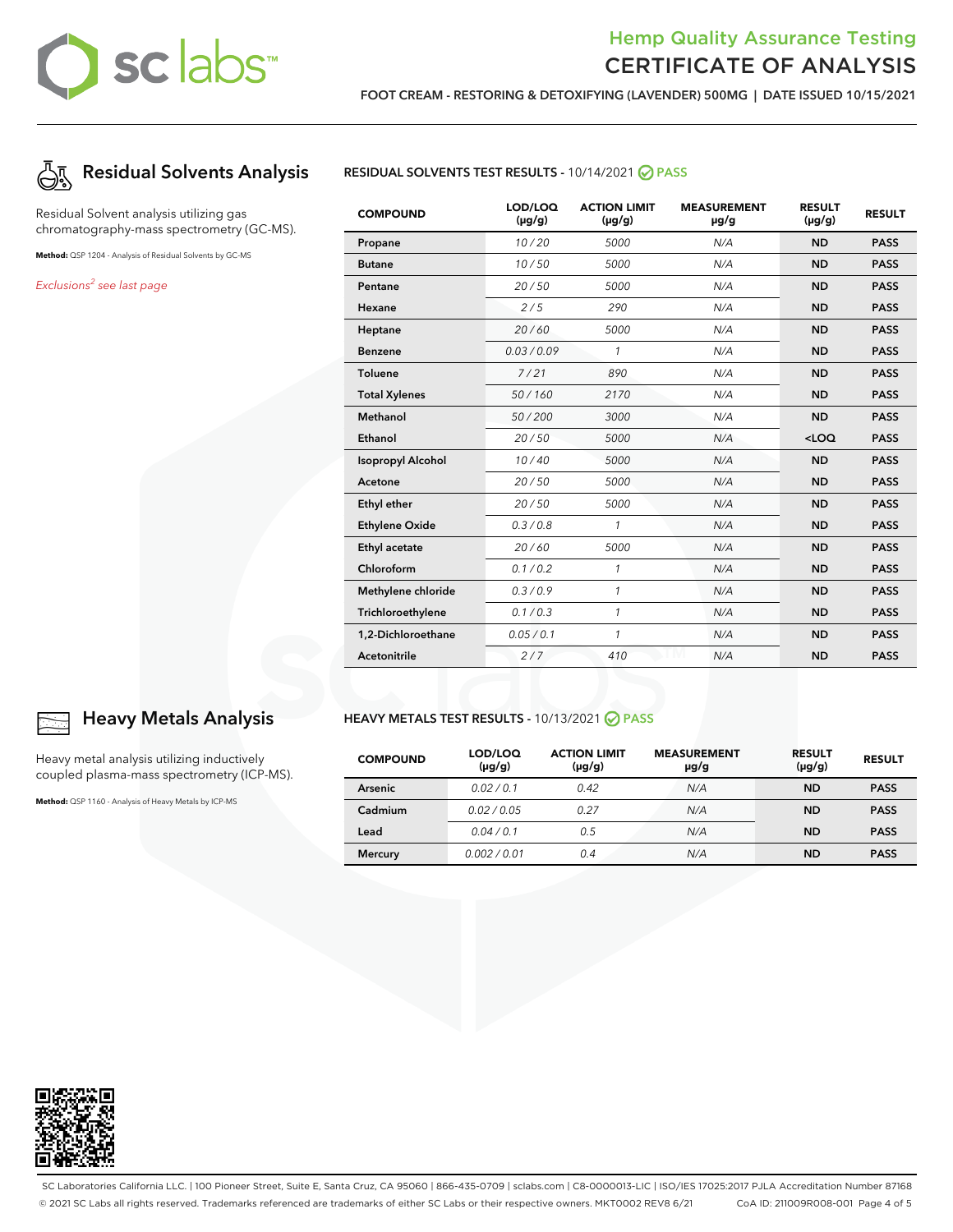# Hemp Quality Assurance Testing
# CERTIFICATE OF ANALYSIS

**FOOT CREAM - RESTORING & DETOXIFYING (LAVENDER) 500MG | DATE ISSUED 10/15/2021**

## Residual Solvents Analysis

Residual Solvent analysis utilizing gas chromatography-mass spectrometry (GC-MS).

**Method:** QSP 1204 - Analysis of Residual Solvents by GC-MS

*Exclusions[2] see last page*

**RESIDUAL SOLVENTS TEST RESULTS** - 10/14/2021 PASS

| COMPOUND | LOD/LOQ (µg/g) | ACTION LIMIT (µg/g) | MEASUREMENT µg/g | RESULT (µg/g) | RESULT |
|---|---|---|---|---|---|
| Propane | 10 / 20 | 5000 | N/A | ND | PASS |
| Butane | 10 / 50 | 5000 | N/A | ND | PASS |
| Pentane | 20 / 50 | 5000 | N/A | ND | PASS |
| Hexane | 2 / 5 | 290 | N/A | ND | PASS |
| Heptane | 20 / 60 | 5000 | N/A | ND | PASS |
| Benzene | 0.03 / 0.09 | 1 | N/A | ND | PASS |
| Toluene | 7 / 21 | 890 | N/A | ND | PASS |
| Total Xylenes | 50 / 160 | 2170 | N/A | ND | PASS |
| Methanol | 50 / 200 | 3000 | N/A | ND | PASS |
| Ethanol | 20 / 50 | 5000 | N/A | <LOQ | PASS |
| Isopropyl Alcohol | 10 / 40 | 5000 | N/A | ND | PASS |
| Acetone | 20 / 50 | 5000 | N/A | ND | PASS |
| Ethyl ether | 20 / 50 | 5000 | N/A | ND | PASS |
| Ethylene Oxide | 0.3 / 0.8 | 1 | N/A | ND | PASS |
| Ethyl acetate | 20 / 60 | 5000 | N/A | ND | PASS |
| Chloroform | 0.1 / 0.2 | 1 | N/A | ND | PASS |
| Methylene chloride | 0.3 / 0.9 | 1 | N/A | ND | PASS |
| Trichloroethylene | 0.1 / 0.3 | 1 | N/A | ND | PASS |
| 1,2-Dichloroethane | 0.05 / 0.1 | 1 | N/A | ND | PASS |
| Acetonitrile | 2 / 7 | 410 | N/A | ND | PASS |

## Heavy Metals Analysis

Heavy metal analysis utilizing inductively coupled plasma-mass spectrometry (ICP-MS).

**Method:** QSP 1160 - Analysis of Heavy Metals by ICP-MS

**HEAVY METALS TEST RESULTS** - 10/13/2021 PASS

| COMPOUND | LOD/LOQ (µg/g) | ACTION LIMIT (µg/g) | MEASUREMENT µg/g | RESULT (µg/g) | RESULT |
|---|---|---|---|---|---|
| Arsenic | 0.02 / 0.1 | 0.42 | N/A | ND | PASS |
| Cadmium | 0.02 / 0.05 | 0.27 | N/A | ND | PASS |
| Lead | 0.04 / 0.1 | 0.5 | N/A | ND | PASS |
| Mercury | 0.002 / 0.01 | 0.4 | N/A | ND | PASS |

SC Laboratories California LLC. | 100 Pioneer Street, Suite E, Santa Cruz, CA 95060 | 866-435-0709 | sclabs.com | C8-0000013-LIC | ISO/IES 17025:2017 PJLA Accreditation Number 87168
© 2021 SC Labs all rights reserved. Trademarks referenced are trademarks of either SC Labs or their respective owners. MKT0002 REV8 6/21 CoA ID: 211009R008-001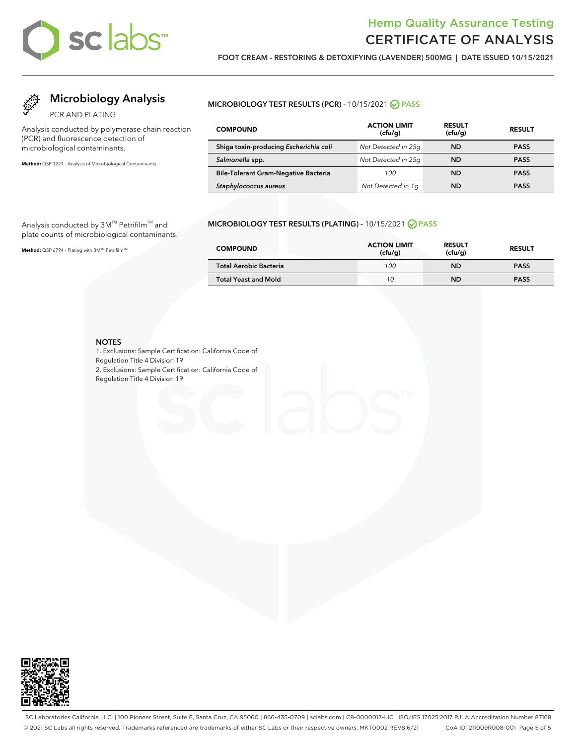# Microbiology Analysis

PCR AND PLATING

Analysis conducted by polymerase chain reaction (PCR) and fluorescence detection of microbiological contaminants.

**Method:** QSP 1221 - Analysis of Microbiological Contaminants

### MICROBIOLOGY TEST RESULTS (PCR) - 10/15/2021 PASS

| COMPOUND | ACTION LIMIT (cfu/g) | RESULT (cfu/g) | RESULT |
|---|---|---|---|
| Shiga toxin-producing *Escherichia coli* | *Not Detected in 25g* | ND | PASS |
| *Salmonella* spp. | *Not Detected in 25g* | ND | PASS |
| Bile-Tolerant Gram-Negative Bacteria | *100* | ND | PASS |
| *Staphylococcus aureus* | *Not Detected in 1g* | ND | PASS |

Analysis conducted by 3M™ Petrifilm™ and plate counts of microbiological contaminants.

**Method:** QSP 6794 - Plating with 3M™ Petrifilm™

### MICROBIOLOGY TEST RESULTS (PLATING) - 10/15/2021 PASS

| COMPOUND | ACTION LIMIT (cfu/g) | RESULT (cfu/g) | RESULT |
|---|---|---|---|
| Total Aerobic Bacteria | *100* | ND | PASS |
| Total Yeast and Mold | *10* | ND | PASS |

**NOTES**

1. Exclusions: Sample Certification: California Code of Regulation Title 4 Division 19
2. Exclusions: Sample Certification: California Code of Regulation Title 4 Division 19